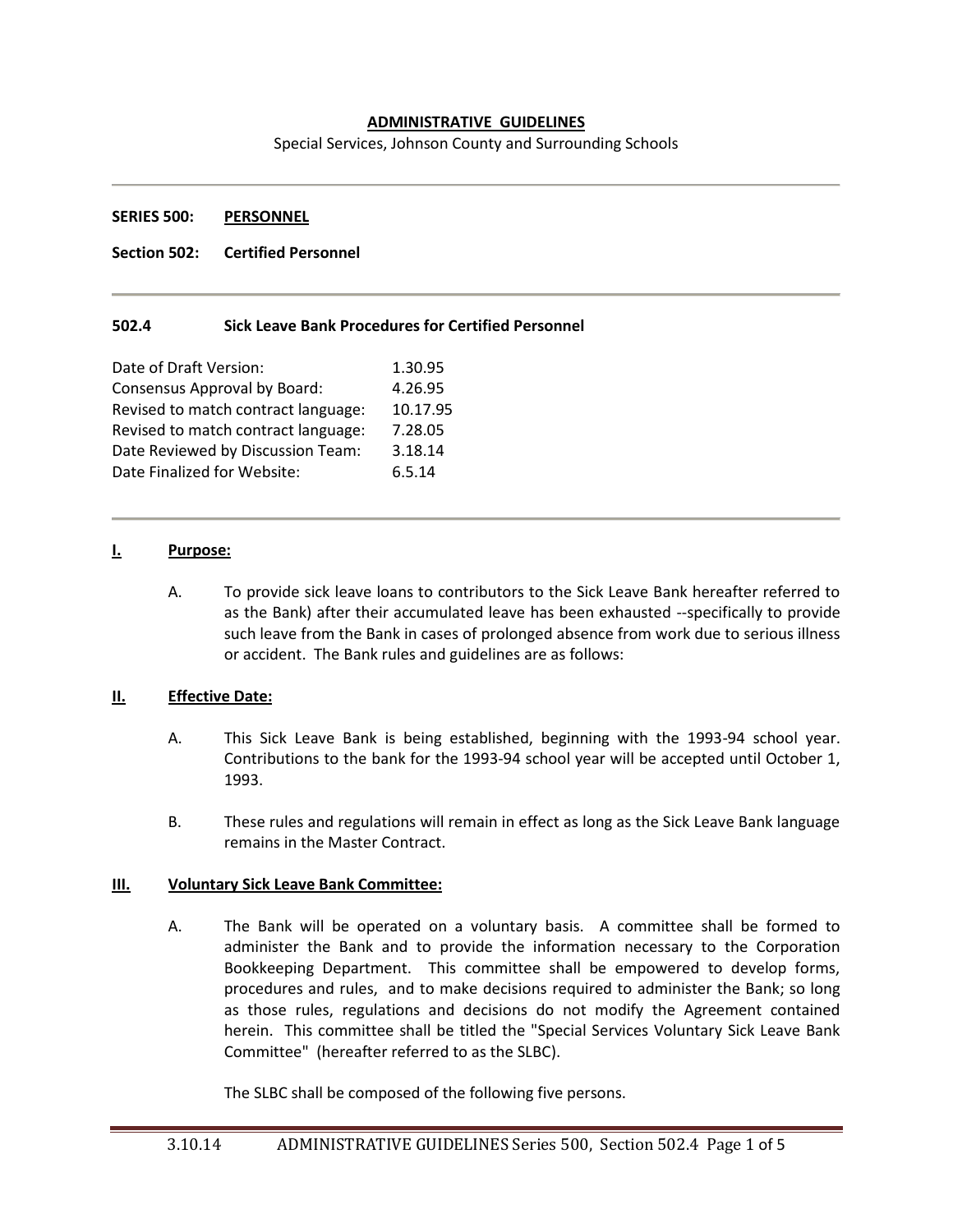**ADMINISTRATIVE GUIDELINES**

Special Services, Johnson County and Surrounding Schools

---

**SERIES 500: PERSONNEL**

**Section 502: Certified Personnel**

---

**502.4 Sick Leave Bank Procedures for Certified Personnel**

| | |
|---|---|
| Date of Draft Version: | 1.30.95 |
| Consensus Approval by Board: | 4.26.95 |
| Revised to match contract language: | 10.17.95 |
| Revised to match contract language: | 7.28.05 |
| Date Reviewed by Discussion Team: | 3.18.14 |
| Date Finalized for Website: | 6.5.14 |

---

## I. Purpose:

A. To provide sick leave loans to contributors to the Sick Leave Bank hereafter referred to as the Bank) after their accumulated leave has been exhausted --specifically to provide such leave from the Bank in cases of prolonged absence from work due to serious illness or accident. The Bank rules and guidelines are as follows:

## II. Effective Date:

A. This Sick Leave Bank is being established, beginning with the 1993-94 school year. Contributions to the bank for the 1993-94 school year will be accepted until October 1, 1993.

B. These rules and regulations will remain in effect as long as the Sick Leave Bank language remains in the Master Contract.

## III. Voluntary Sick Leave Bank Committee:

A. The Bank will be operated on a voluntary basis. A committee shall be formed to administer the Bank and to provide the information necessary to the Corporation Bookkeeping Department. This committee shall be empowered to develop forms, procedures and rules, and to make decisions required to administer the Bank; so long as those rules, regulations and decisions do not modify the Agreement contained herein. This committee shall be titled the "Special Services Voluntary Sick Leave Bank Committee" (hereafter referred to as the SLBC).

The SLBC shall be composed of the following five persons.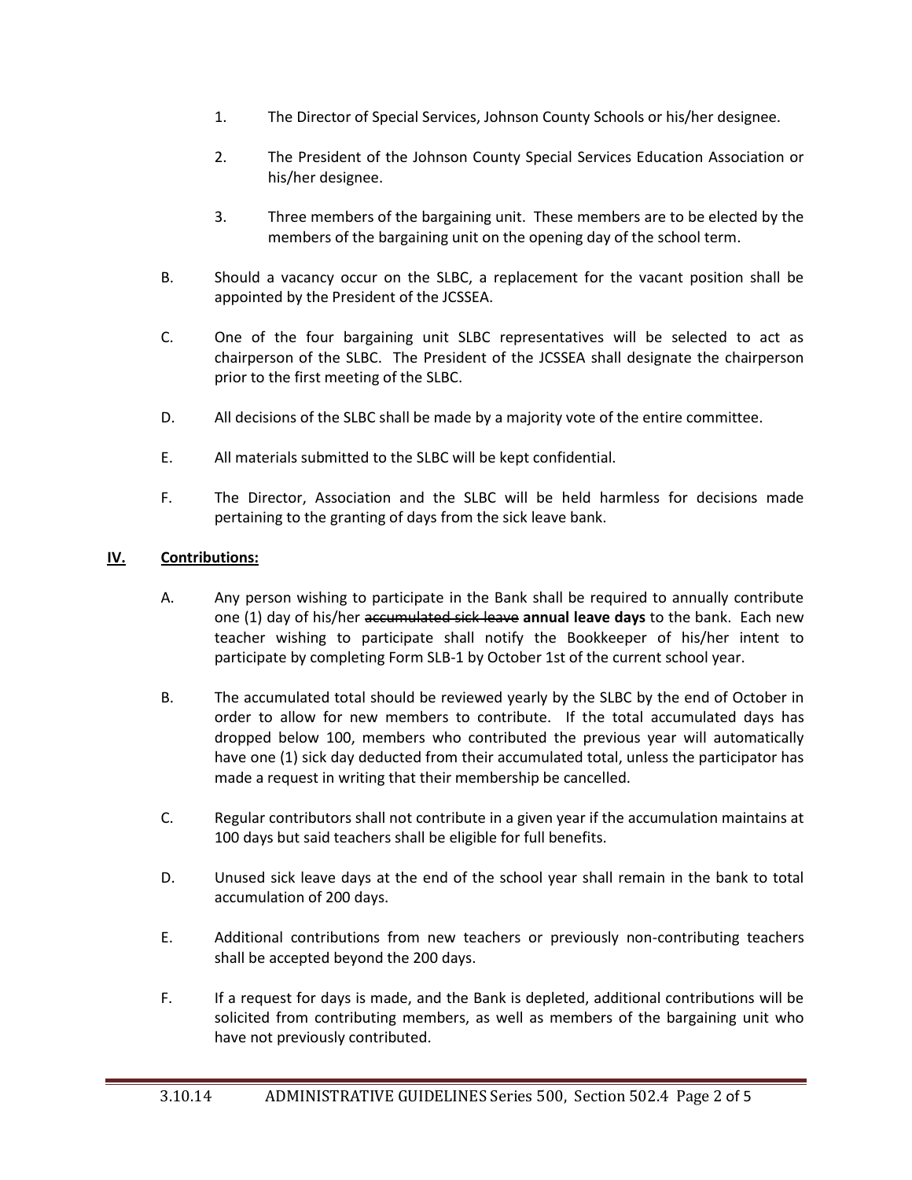1. The Director of Special Services, Johnson County Schools or his/her designee.

2. The President of the Johnson County Special Services Education Association or his/her designee.

3. Three members of the bargaining unit. These members are to be elected by the members of the bargaining unit on the opening day of the school term.

B. Should a vacancy occur on the SLBC, a replacement for the vacant position shall be appointed by the President of the JCSSEA.

C. One of the four bargaining unit SLBC representatives will be selected to act as chairperson of the SLBC. The President of the JCSSEA shall designate the chairperson prior to the first meeting of the SLBC.

D. All decisions of the SLBC shall be made by a majority vote of the entire committee.

E. All materials submitted to the SLBC will be kept confidential.

F. The Director, Association and the SLBC will be held harmless for decisions made pertaining to the granting of days from the sick leave bank.

## IV. Contributions:

A. Any person wishing to participate in the Bank shall be required to annually contribute one (1) day of his/her ~~accumulated sick leave~~ **annual leave days** to the bank. Each new teacher wishing to participate shall notify the Bookkeeper of his/her intent to participate by completing Form SLB-1 by October 1st of the current school year.

B. The accumulated total should be reviewed yearly by the SLBC by the end of October in order to allow for new members to contribute. If the total accumulated days has dropped below 100, members who contributed the previous year will automatically have one (1) sick day deducted from their accumulated total, unless the participator has made a request in writing that their membership be cancelled.

C. Regular contributors shall not contribute in a given year if the accumulation maintains at 100 days but said teachers shall be eligible for full benefits.

D. Unused sick leave days at the end of the school year shall remain in the bank to total accumulation of 200 days.

E. Additional contributions from new teachers or previously non-contributing teachers shall be accepted beyond the 200 days.

F. If a request for days is made, and the Bank is depleted, additional contributions will be solicited from contributing members, as well as members of the bargaining unit who have not previously contributed.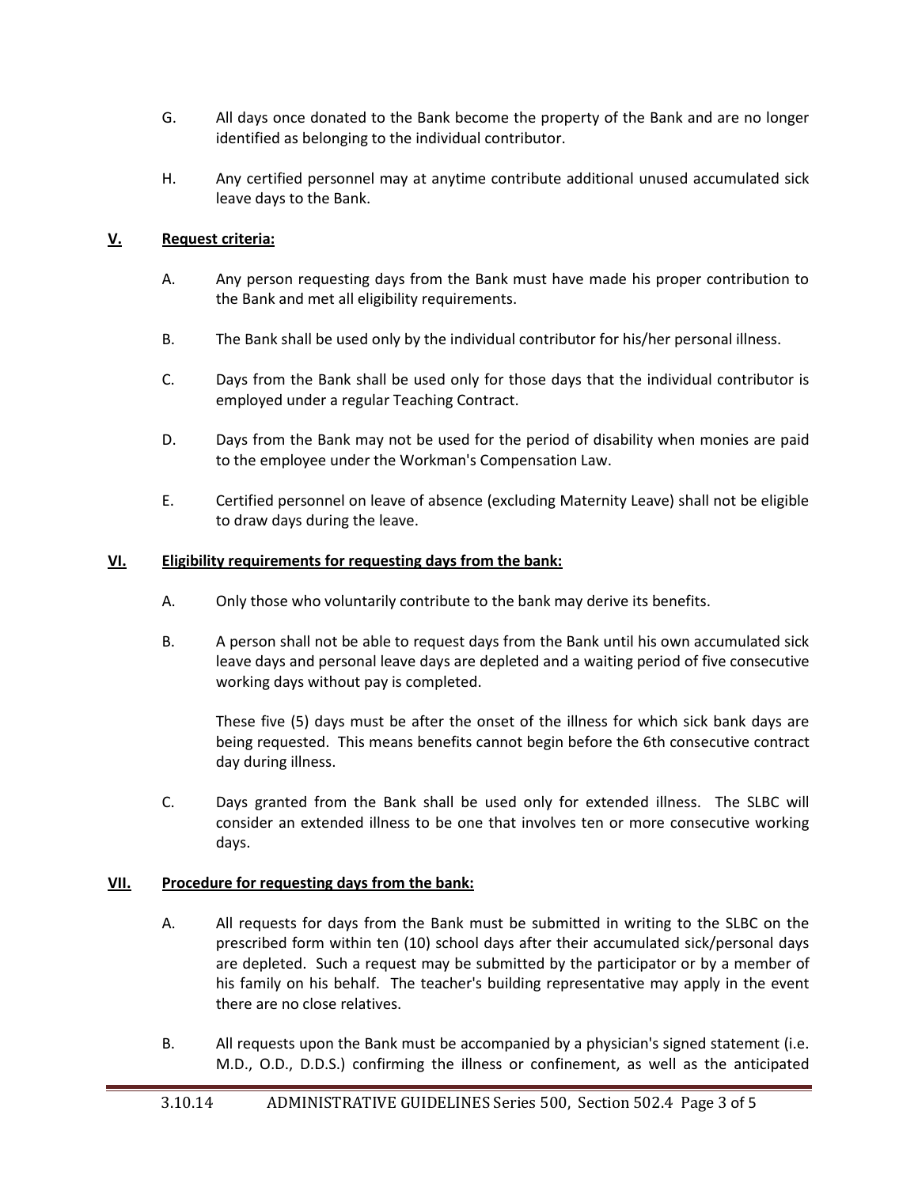G. All days once donated to the Bank become the property of the Bank and are no longer identified as belonging to the individual contributor.

H. Any certified personnel may at anytime contribute additional unused accumulated sick leave days to the Bank.

## V. Request criteria:

A. Any person requesting days from the Bank must have made his proper contribution to the Bank and met all eligibility requirements.

B. The Bank shall be used only by the individual contributor for his/her personal illness.

C. Days from the Bank shall be used only for those days that the individual contributor is employed under a regular Teaching Contract.

D. Days from the Bank may not be used for the period of disability when monies are paid to the employee under the Workman's Compensation Law.

E. Certified personnel on leave of absence (excluding Maternity Leave) shall not be eligible to draw days during the leave.

## VI. Eligibility requirements for requesting days from the bank:

A. Only those who voluntarily contribute to the bank may derive its benefits.

B. A person shall not be able to request days from the Bank until his own accumulated sick leave days and personal leave days are depleted and a waiting period of five consecutive working days without pay is completed.

These five (5) days must be after the onset of the illness for which sick bank days are being requested. This means benefits cannot begin before the 6th consecutive contract day during illness.

C. Days granted from the Bank shall be used only for extended illness. The SLBC will consider an extended illness to be one that involves ten or more consecutive working days.

## VII. Procedure for requesting days from the bank:

A. All requests for days from the Bank must be submitted in writing to the SLBC on the prescribed form within ten (10) school days after their accumulated sick/personal days are depleted. Such a request may be submitted by the participator or by a member of his family on his behalf. The teacher's building representative may apply in the event there are no close relatives.

B. All requests upon the Bank must be accompanied by a physician's signed statement (i.e. M.D., O.D., D.D.S.) confirming the illness or confinement, as well as the anticipated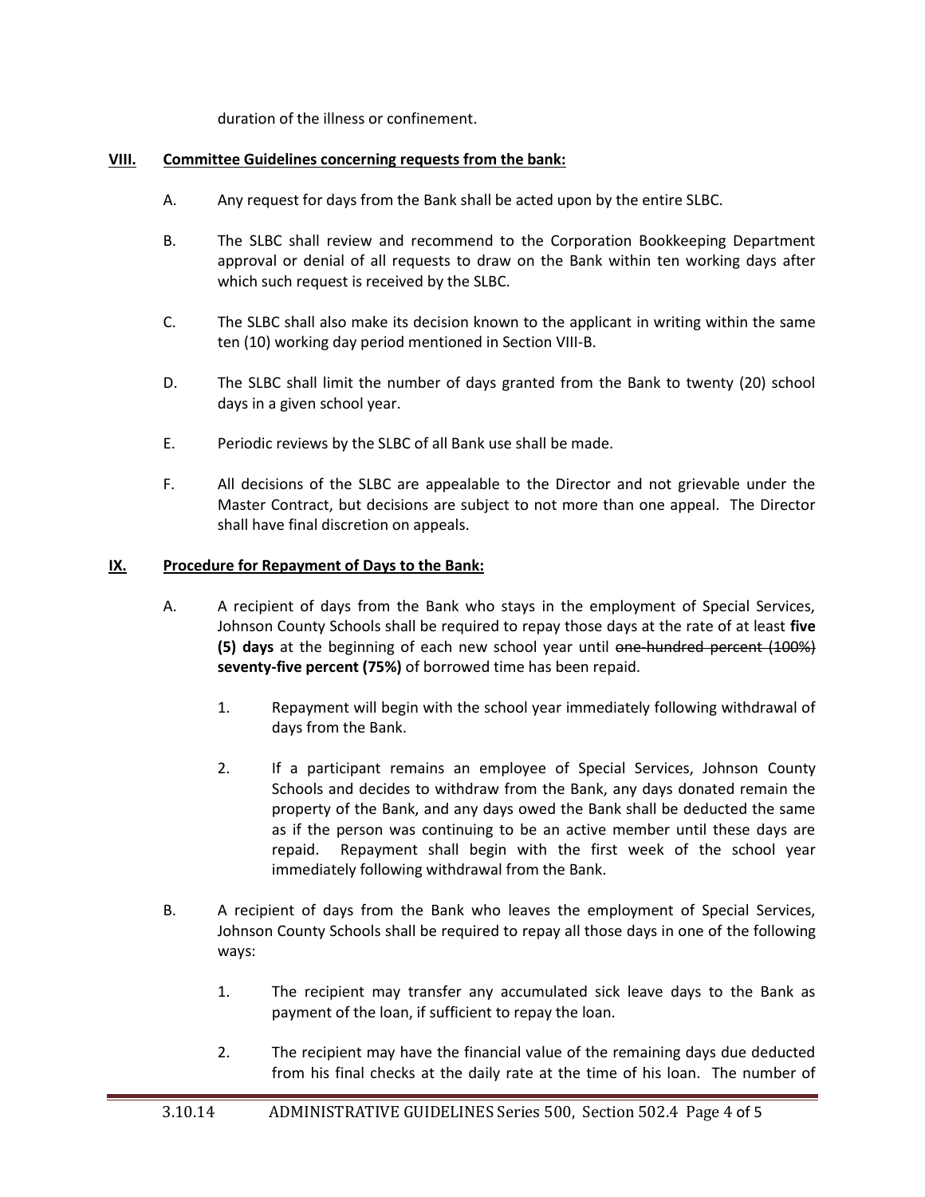duration of the illness or confinement.

## VIII. Committee Guidelines concerning requests from the bank:

A. Any request for days from the Bank shall be acted upon by the entire SLBC.

B. The SLBC shall review and recommend to the Corporation Bookkeeping Department approval or denial of all requests to draw on the Bank within ten working days after which such request is received by the SLBC.

C. The SLBC shall also make its decision known to the applicant in writing within the same ten (10) working day period mentioned in Section VIII-B.

D. The SLBC shall limit the number of days granted from the Bank to twenty (20) school days in a given school year.

E. Periodic reviews by the SLBC of all Bank use shall be made.

F. All decisions of the SLBC are appealable to the Director and not grievable under the Master Contract, but decisions are subject to not more than one appeal. The Director shall have final discretion on appeals.

## IX. Procedure for Repayment of Days to the Bank:

A. A recipient of days from the Bank who stays in the employment of Special Services, Johnson County Schools shall be required to repay those days at the rate of at least **five (5) days** at the beginning of each new school year until ~~one-hundred percent (100%)~~ **seventy-five percent (75%)** of borrowed time has been repaid.

   1. Repayment will begin with the school year immediately following withdrawal of days from the Bank.

   2. If a participant remains an employee of Special Services, Johnson County Schools and decides to withdraw from the Bank, any days donated remain the property of the Bank, and any days owed the Bank shall be deducted the same as if the person was continuing to be an active member until these days are repaid. Repayment shall begin with the first week of the school year immediately following withdrawal from the Bank.

B. A recipient of days from the Bank who leaves the employment of Special Services, Johnson County Schools shall be required to repay all those days in one of the following ways:

   1. The recipient may transfer any accumulated sick leave days to the Bank as payment of the loan, if sufficient to repay the loan.

   2. The recipient may have the financial value of the remaining days due deducted from his final checks at the daily rate at the time of his loan. The number of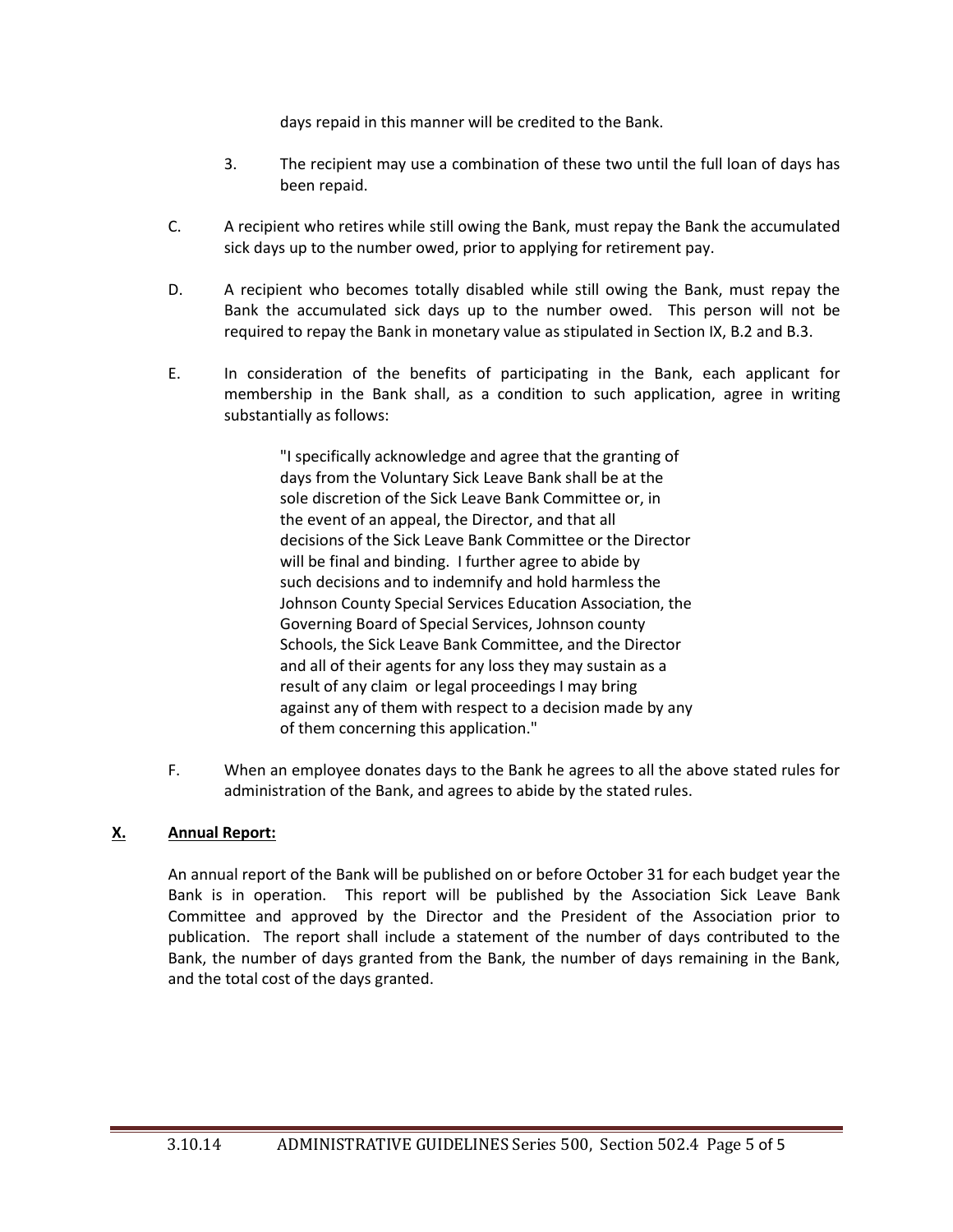days repaid in this manner will be credited to the Bank.

3. The recipient may use a combination of these two until the full loan of days has been repaid.

C. A recipient who retires while still owing the Bank, must repay the Bank the accumulated sick days up to the number owed, prior to applying for retirement pay.

D. A recipient who becomes totally disabled while still owing the Bank, must repay the Bank the accumulated sick days up to the number owed. This person will not be required to repay the Bank in monetary value as stipulated in Section IX, B.2 and B.3.

E. In consideration of the benefits of participating in the Bank, each applicant for membership in the Bank shall, as a condition to such application, agree in writing substantially as follows:

> "I specifically acknowledge and agree that the granting of days from the Voluntary Sick Leave Bank shall be at the sole discretion of the Sick Leave Bank Committee or, in the event of an appeal, the Director, and that all decisions of the Sick Leave Bank Committee or the Director will be final and binding. I further agree to abide by such decisions and to indemnify and hold harmless the Johnson County Special Services Education Association, the Governing Board of Special Services, Johnson county Schools, the Sick Leave Bank Committee, and the Director and all of their agents for any loss they may sustain as a result of any claim or legal proceedings I may bring against any of them with respect to a decision made by any of them concerning this application."

F. When an employee donates days to the Bank he agrees to all the above stated rules for administration of the Bank, and agrees to abide by the stated rules.

## X. Annual Report:

An annual report of the Bank will be published on or before October 31 for each budget year the Bank is in operation. This report will be published by the Association Sick Leave Bank Committee and approved by the Director and the President of the Association prior to publication. The report shall include a statement of the number of days contributed to the Bank, the number of days granted from the Bank, the number of days remaining in the Bank, and the total cost of the days granted.